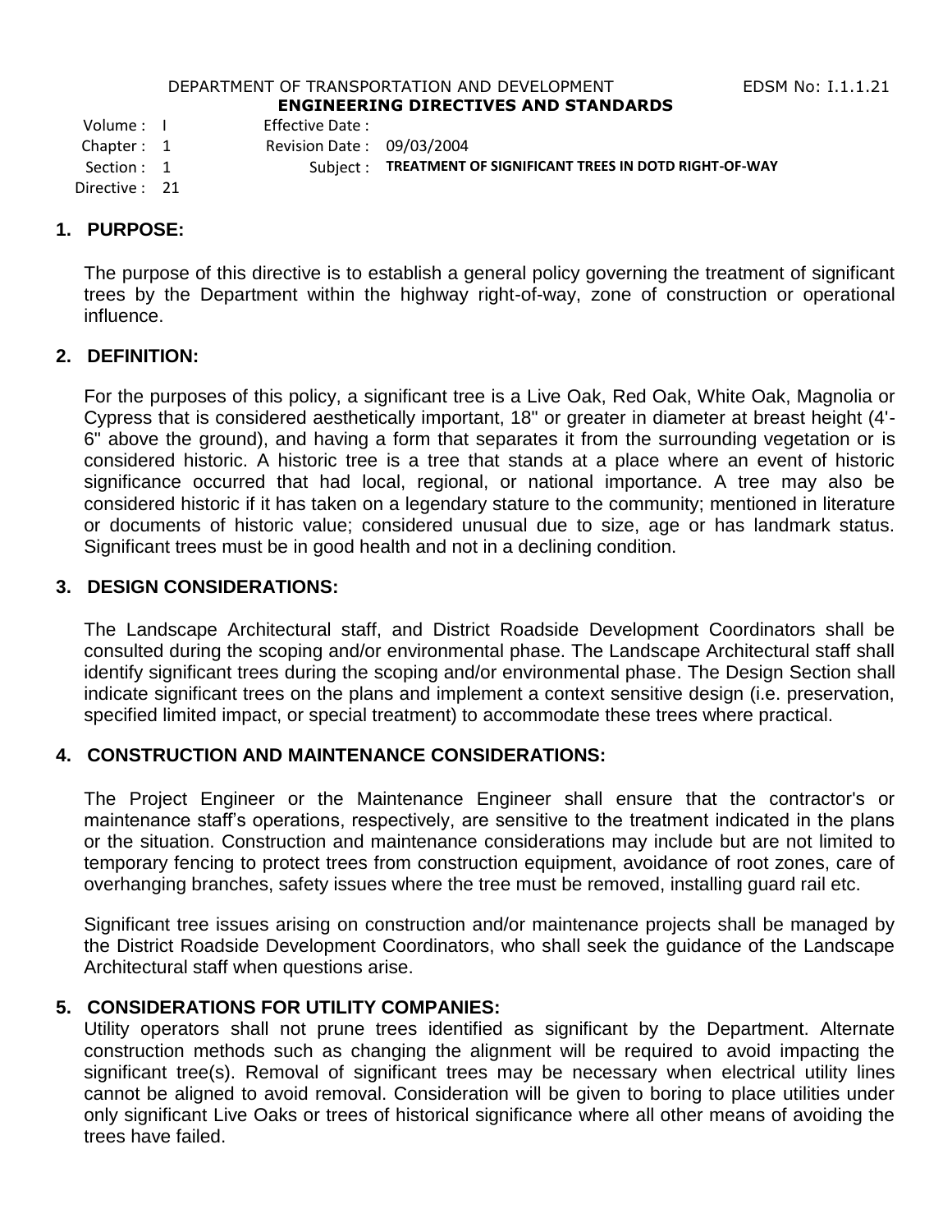DEPARTMENT OF TRANSPORTATION AND DEVELOPMENT EDSM No: I.1.1.21

**ENGINEERING DIRECTIVES AND STANDARDS**

Volume : I
Chapter : 1
Section : 1
Directive : 21

Effective Date :
Revision Date : 09/03/2004
Subject : **TREATMENT OF SIGNIFICANT TREES IN DOTD RIGHT-OF-WAY**

## 1. PURPOSE:

The purpose of this directive is to establish a general policy governing the treatment of significant trees by the Department within the highway right-of-way, zone of construction or operational influence.

## 2. DEFINITION:

For the purposes of this policy, a significant tree is a Live Oak, Red Oak, White Oak, Magnolia or Cypress that is considered aesthetically important, 18" or greater in diameter at breast height (4'-6" above the ground), and having a form that separates it from the surrounding vegetation or is considered historic. A historic tree is a tree that stands at a place where an event of historic significance occurred that had local, regional, or national importance. A tree may also be considered historic if it has taken on a legendary stature to the community; mentioned in literature or documents of historic value; considered unusual due to size, age or has landmark status. Significant trees must be in good health and not in a declining condition.

## 3. DESIGN CONSIDERATIONS:

The Landscape Architectural staff, and District Roadside Development Coordinators shall be consulted during the scoping and/or environmental phase. The Landscape Architectural staff shall identify significant trees during the scoping and/or environmental phase. The Design Section shall indicate significant trees on the plans and implement a context sensitive design (i.e. preservation, specified limited impact, or special treatment) to accommodate these trees where practical.

## 4. CONSTRUCTION AND MAINTENANCE CONSIDERATIONS:

The Project Engineer or the Maintenance Engineer shall ensure that the contractor's or maintenance staff's operations, respectively, are sensitive to the treatment indicated in the plans or the situation. Construction and maintenance considerations may include but are not limited to temporary fencing to protect trees from construction equipment, avoidance of root zones, care of overhanging branches, safety issues where the tree must be removed, installing guard rail etc.

Significant tree issues arising on construction and/or maintenance projects shall be managed by the District Roadside Development Coordinators, who shall seek the guidance of the Landscape Architectural staff when questions arise.

## 5. CONSIDERATIONS FOR UTILITY COMPANIES:

Utility operators shall not prune trees identified as significant by the Department. Alternate construction methods such as changing the alignment will be required to avoid impacting the significant tree(s). Removal of significant trees may be necessary when electrical utility lines cannot be aligned to avoid removal. Consideration will be given to boring to place utilities under only significant Live Oaks or trees of historical significance where all other means of avoiding the trees have failed.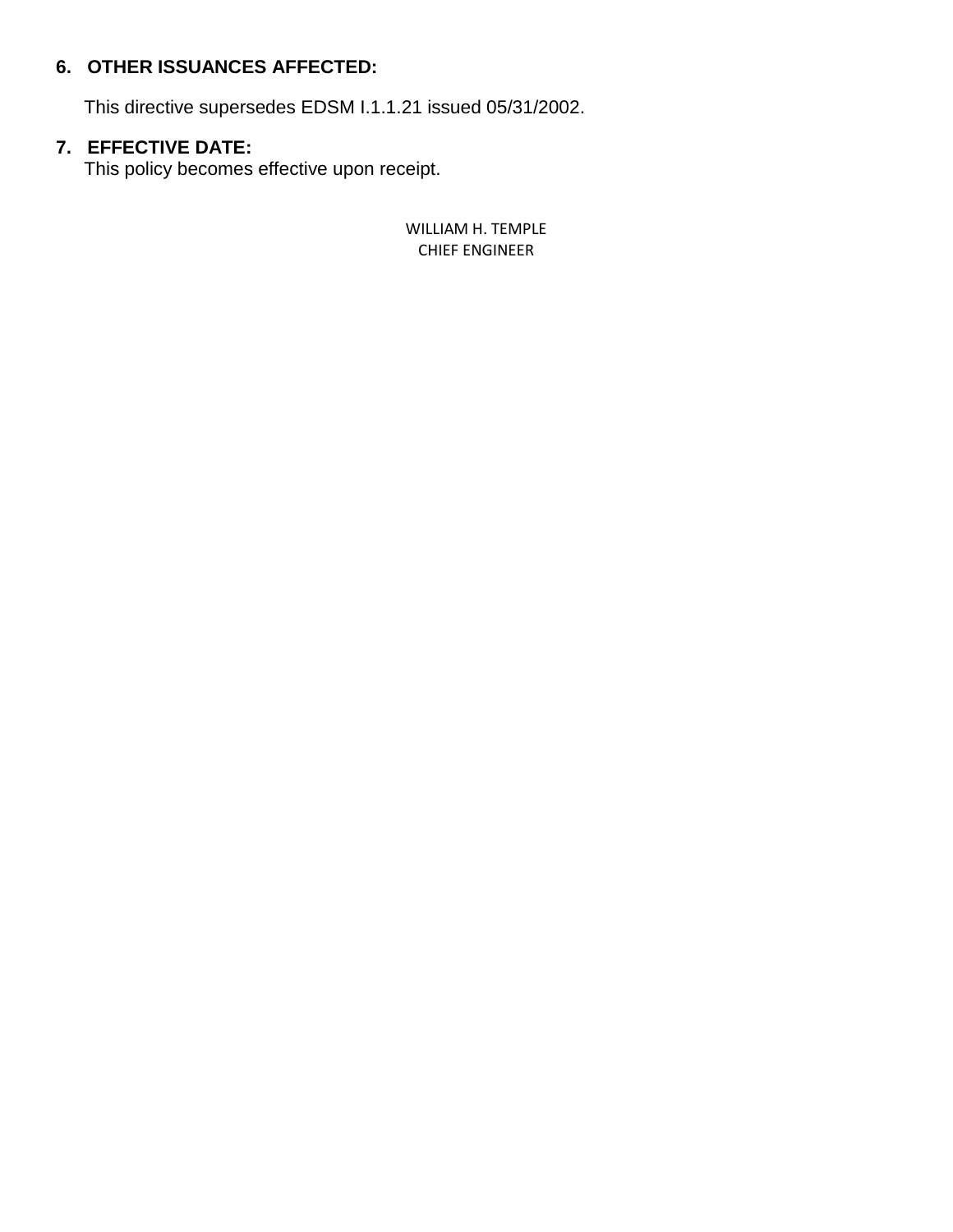**6. OTHER ISSUANCES AFFECTED:**

This directive supersedes EDSM I.1.1.21 issued 05/31/2002.

**7. EFFECTIVE DATE:**

This policy becomes effective upon receipt.

WILLIAM H. TEMPLE
CHIEF ENGINEER